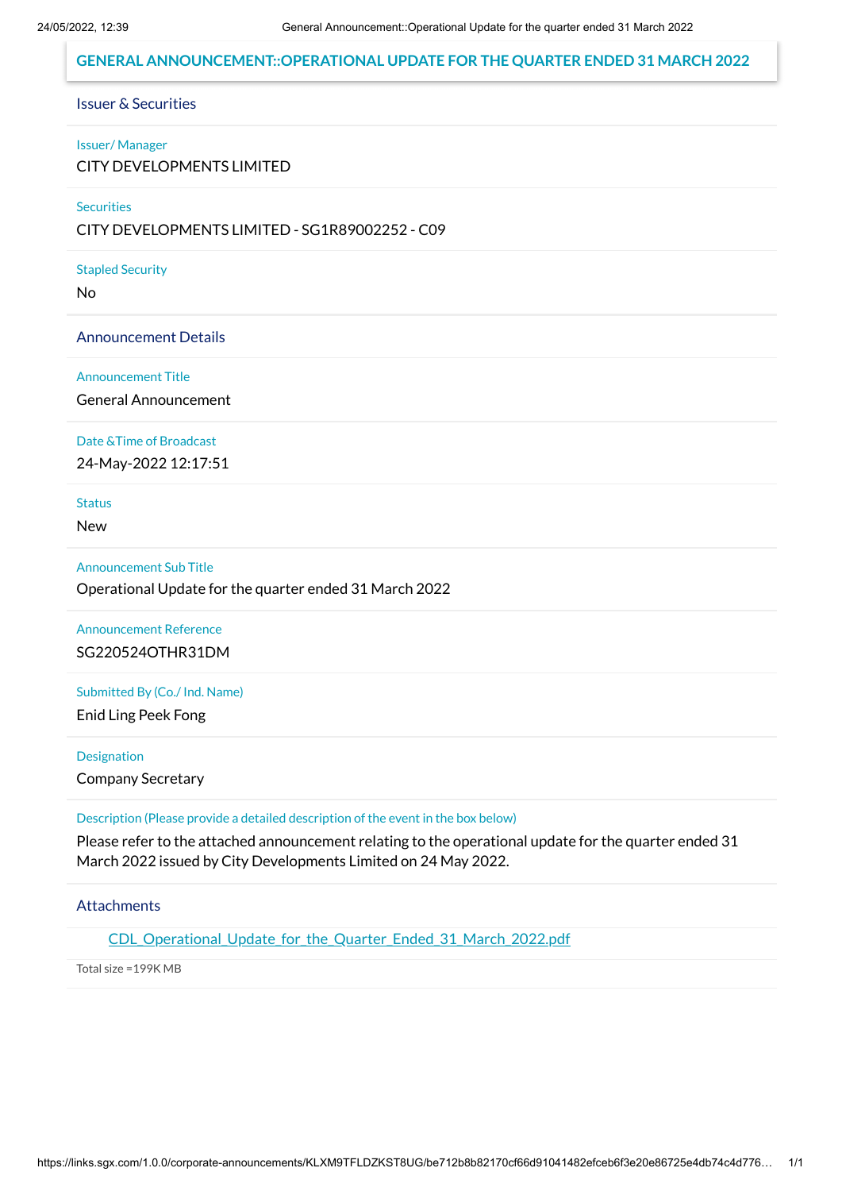# GENERAL ANNOUNCEMENT::OPERATIONAL UPDATE FOR THE QUARTER ENDED 31 MARCH 2022

## Issuer & Securities

**Issuer/ Manager**

CITY DEVELOPMENTS LIMITED

**Securities**

CITY DEVELOPMENTS LIMITED - SG1R89002252 - C09

**Stapled Security**

No

## Announcement Details

**Announcement Title**

General Announcement

**Date &Time of Broadcast**

24-May-2022 12:17:51

**Status**

New

**Announcement Sub Title**

Operational Update for the quarter ended 31 March 2022

**Announcement Reference**

SG220524OTHR31DM

**Submitted By (Co./ Ind. Name)**

Enid Ling Peek Fong

**Designation**

Company Secretary

**Description (Please provide a detailed description of the event in the box below)**

Please refer to the attached announcement relating to the operational update for the quarter ended 31 March 2022 issued by City Developments Limited on 24 May 2022.

## Attachments

CDL_Operational_Update_for_the_Quarter_Ended_31_March_2022.pdf

Total size =199K MB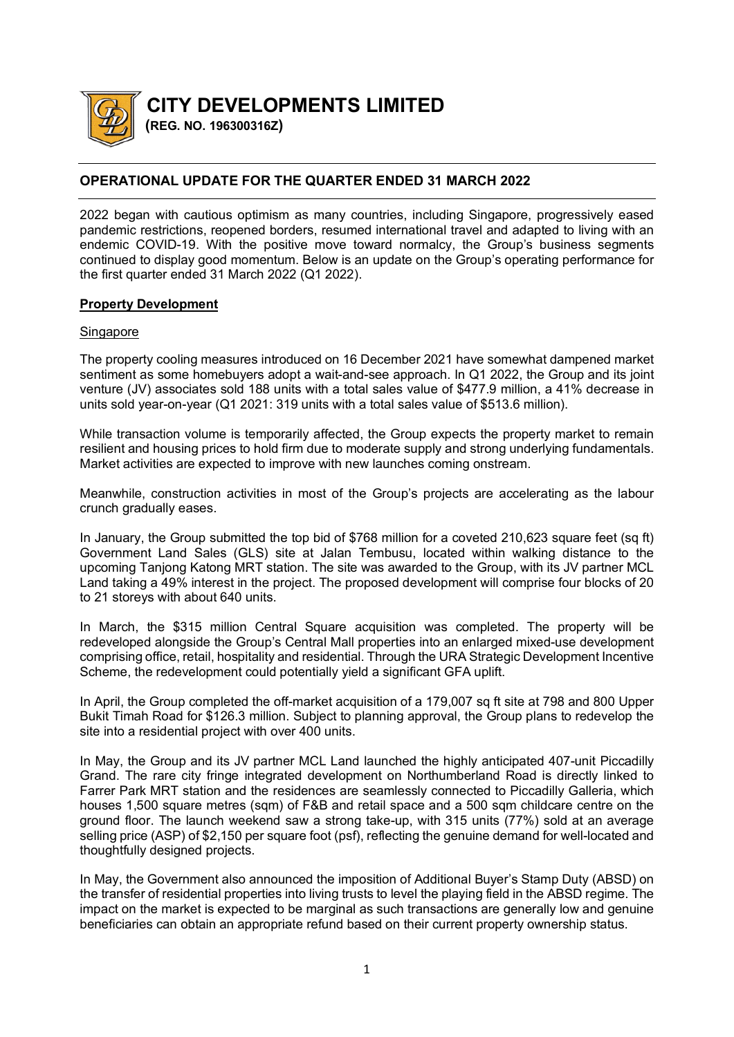# CITY DEVELOPMENTS LIMITED

**(REG. NO. 196300316Z)**

## OPERATIONAL UPDATE FOR THE QUARTER ENDED 31 MARCH 2022

2022 began with cautious optimism as many countries, including Singapore, progressively eased pandemic restrictions, reopened borders, resumed international travel and adapted to living with an endemic COVID-19. With the positive move toward normalcy, the Group's business segments continued to display good momentum. Below is an update on the Group's operating performance for the first quarter ended 31 March 2022 (Q1 2022).

**Property Development**

Singapore

The property cooling measures introduced on 16 December 2021 have somewhat dampened market sentiment as some homebuyers adopt a wait-and-see approach. In Q1 2022, the Group and its joint venture (JV) associates sold 188 units with a total sales value of $477.9 million, a 41% decrease in units sold year-on-year (Q1 2021: 319 units with a total sales value of $513.6 million).

While transaction volume is temporarily affected, the Group expects the property market to remain resilient and housing prices to hold firm due to moderate supply and strong underlying fundamentals. Market activities are expected to improve with new launches coming onstream.

Meanwhile, construction activities in most of the Group's projects are accelerating as the labour crunch gradually eases.

In January, the Group submitted the top bid of $768 million for a coveted 210,623 square feet (sq ft) Government Land Sales (GLS) site at Jalan Tembusu, located within walking distance to the upcoming Tanjong Katong MRT station. The site was awarded to the Group, with its JV partner MCL Land taking a 49% interest in the project. The proposed development will comprise four blocks of 20 to 21 storeys with about 640 units.

In March, the $315 million Central Square acquisition was completed. The property will be redeveloped alongside the Group's Central Mall properties into an enlarged mixed-use development comprising office, retail, hospitality and residential. Through the URA Strategic Development Incentive Scheme, the redevelopment could potentially yield a significant GFA uplift.

In April, the Group completed the off-market acquisition of a 179,007 sq ft site at 798 and 800 Upper Bukit Timah Road for $126.3 million. Subject to planning approval, the Group plans to redevelop the site into a residential project with over 400 units.

In May, the Group and its JV partner MCL Land launched the highly anticipated 407-unit Piccadilly Grand. The rare city fringe integrated development on Northumberland Road is directly linked to Farrer Park MRT station and the residences are seamlessly connected to Piccadilly Galleria, which houses 1,500 square metres (sqm) of F&B and retail space and a 500 sqm childcare centre on the ground floor. The launch weekend saw a strong take-up, with 315 units (77%) sold at an average selling price (ASP) of $2,150 per square foot (psf), reflecting the genuine demand for well-located and thoughtfully designed projects.

In May, the Government also announced the imposition of Additional Buyer's Stamp Duty (ABSD) on the transfer of residential properties into living trusts to level the playing field in the ABSD regime. The impact on the market is expected to be marginal as such transactions are generally low and genuine beneficiaries can obtain an appropriate refund based on their current property ownership status.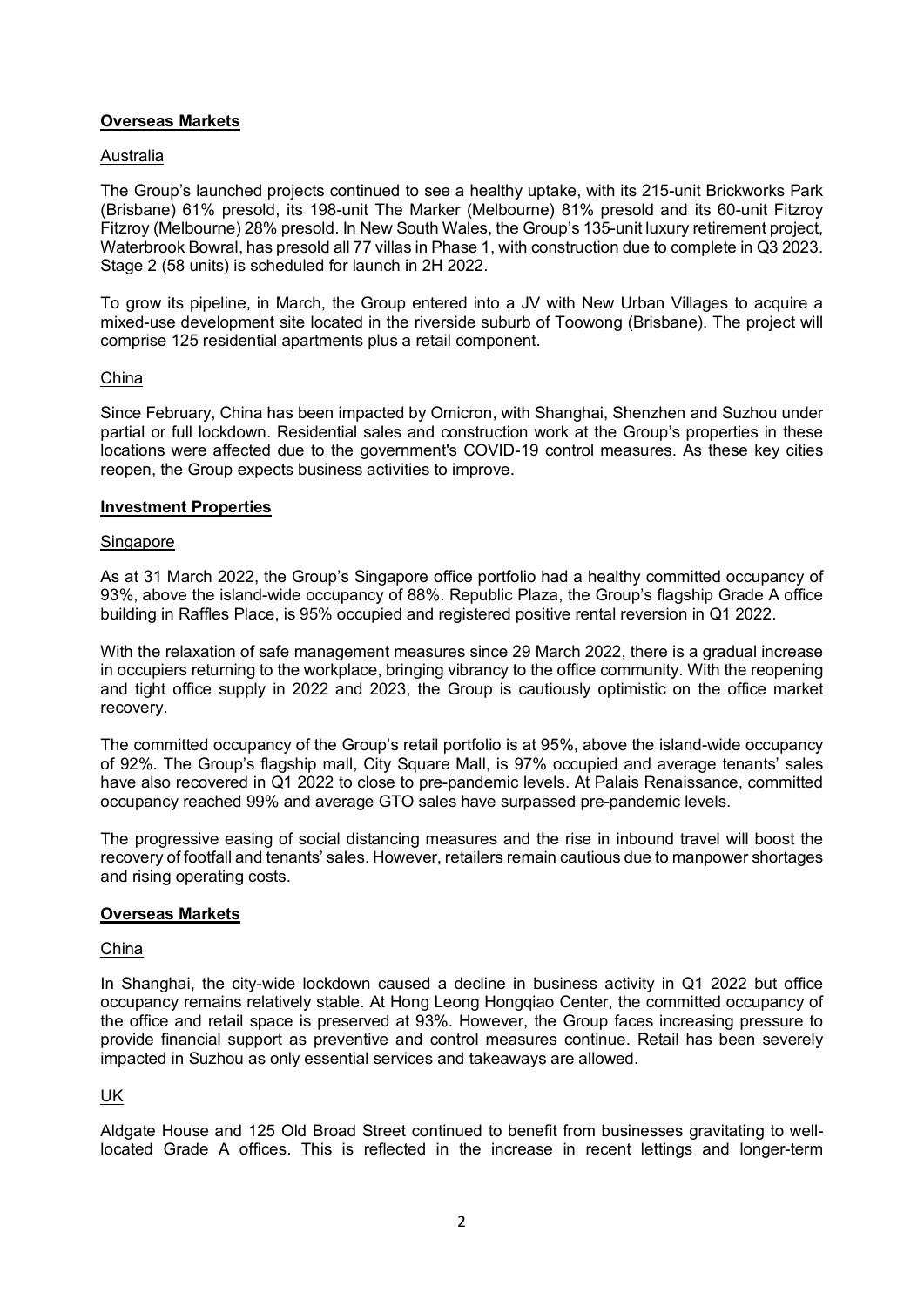**Overseas Markets**

Australia

The Group's launched projects continued to see a healthy uptake, with its 215-unit Brickworks Park (Brisbane) 61% presold, its 198-unit The Marker (Melbourne) 81% presold and its 60-unit Fitzroy Fitzroy (Melbourne) 28% presold. In New South Wales, the Group's 135-unit luxury retirement project, Waterbrook Bowral, has presold all 77 villas in Phase 1, with construction due to complete in Q3 2023. Stage 2 (58 units) is scheduled for launch in 2H 2022.

To grow its pipeline, in March, the Group entered into a JV with New Urban Villages to acquire a mixed-use development site located in the riverside suburb of Toowong (Brisbane). The project will comprise 125 residential apartments plus a retail component.

China

Since February, China has been impacted by Omicron, with Shanghai, Shenzhen and Suzhou under partial or full lockdown. Residential sales and construction work at the Group's properties in these locations were affected due to the government's COVID-19 control measures. As these key cities reopen, the Group expects business activities to improve.

**Investment Properties**

Singapore

As at 31 March 2022, the Group's Singapore office portfolio had a healthy committed occupancy of 93%, above the island-wide occupancy of 88%. Republic Plaza, the Group's flagship Grade A office building in Raffles Place, is 95% occupied and registered positive rental reversion in Q1 2022.

With the relaxation of safe management measures since 29 March 2022, there is a gradual increase in occupiers returning to the workplace, bringing vibrancy to the office community. With the reopening and tight office supply in 2022 and 2023, the Group is cautiously optimistic on the office market recovery.

The committed occupancy of the Group's retail portfolio is at 95%, above the island-wide occupancy of 92%. The Group's flagship mall, City Square Mall, is 97% occupied and average tenants' sales have also recovered in Q1 2022 to close to pre-pandemic levels. At Palais Renaissance, committed occupancy reached 99% and average GTO sales have surpassed pre-pandemic levels.

The progressive easing of social distancing measures and the rise in inbound travel will boost the recovery of footfall and tenants' sales. However, retailers remain cautious due to manpower shortages and rising operating costs.

**Overseas Markets**

China

In Shanghai, the city-wide lockdown caused a decline in business activity in Q1 2022 but office occupancy remains relatively stable. At Hong Leong Hongqiao Center, the committed occupancy of the office and retail space is preserved at 93%. However, the Group faces increasing pressure to provide financial support as preventive and control measures continue. Retail has been severely impacted in Suzhou as only essential services and takeaways are allowed.

UK

Aldgate House and 125 Old Broad Street continued to benefit from businesses gravitating to well-located Grade A offices. This is reflected in the increase in recent lettings and longer-term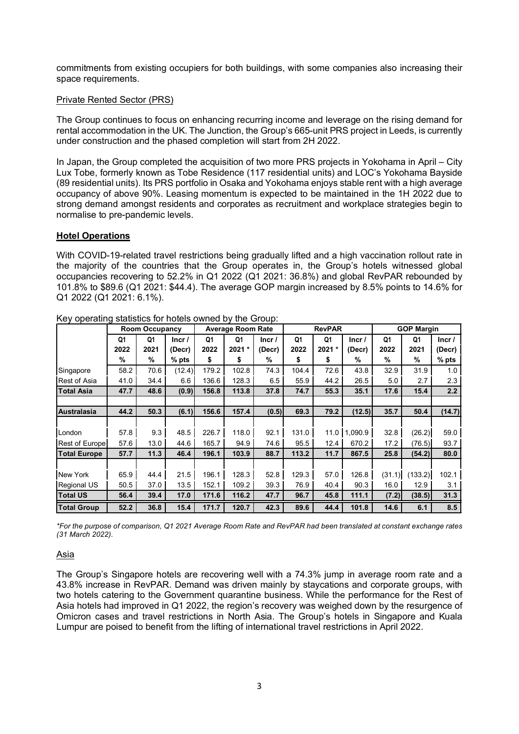commitments from existing occupiers for both buildings, with some companies also increasing their space requirements.

Private Rented Sector (PRS)

The Group continues to focus on enhancing recurring income and leverage on the rising demand for rental accommodation in the UK. The Junction, the Group's 665-unit PRS project in Leeds, is currently under construction and the phased completion will start from 2H 2022.

In Japan, the Group completed the acquisition of two more PRS projects in Yokohama in April – City Lux Tobe, formerly known as Tobe Residence (117 residential units) and LOC's Yokohama Bayside (89 residential units). Its PRS portfolio in Osaka and Yokohama enjoys stable rent with a high average occupancy of above 90%. Leasing momentum is expected to be maintained in the 1H 2022 due to strong demand amongst residents and corporates as recruitment and workplace strategies begin to normalise to pre-pandemic levels.

**Hotel Operations**

With COVID-19-related travel restrictions being gradually lifted and a high vaccination rollout rate in the majority of the countries that the Group operates in, the Group's hotels witnessed global occupancies recovering to 52.2% in Q1 2022 (Q1 2021: 36.8%) and global RevPAR rebounded by 101.8% to $89.6 (Q1 2021: $44.4). The average GOP margin increased by 8.5% points to 14.6% for Q1 2022 (Q1 2021: 6.1%).

Key operating statistics for hotels owned by the Group:

| | Room Occupancy | | | Average Room Rate | | | RevPAR | | | GOP Margin | | |
|---|---|---|---|---|---|---|---|---|---|---|---|---|
| | Q1 2022 % | Q1 2021 % | Incr / (Decr) % pts | Q1 2022 $ | Q1 2021 * $ | Incr / (Decr) % | Q1 2022 $ | Q1 2021 * $ | Incr / (Decr) % | Q1 2022 % | Q1 2021 % | Incr / (Decr) % pts |
| Singapore | 58.2 | 70.6 | (12.4) | 179.2 | 102.8 | 74.3 | 104.4 | 72.6 | 43.8 | 32.9 | 31.9 | 1.0 |
| Rest of Asia | 41.0 | 34.4 | 6.6 | 136.6 | 128.3 | 6.5 | 55.9 | 44.2 | 26.5 | 5.0 | 2.7 | 2.3 |
| **Total Asia** | **47.7** | **48.6** | **(0.9)** | **156.8** | **113.8** | **37.8** | **74.7** | **55.3** | **35.1** | **17.6** | **15.4** | **2.2** |
| | | | | | | | | | | | | |
| **Australasia** | **44.2** | **50.3** | **(6.1)** | **156.6** | **157.4** | **(0.5)** | **69.3** | **79.2** | **(12.5)** | **35.7** | **50.4** | **(14.7)** |
| | | | | | | | | | | | | |
| London | 57.8 | 9.3 | 48.5 | 226.7 | 118.0 | 92.1 | 131.0 | 11.0 | 1,090.9 | 32.8 | (26.2) | 59.0 |
| Rest of Europe | 57.6 | 13.0 | 44.6 | 165.7 | 94.9 | 74.6 | 95.5 | 12.4 | 670.2 | 17.2 | (76.5) | 93.7 |
| **Total Europe** | **57.7** | **11.3** | **46.4** | **196.1** | **103.9** | **88.7** | **113.2** | **11.7** | **867.5** | **25.8** | **(54.2)** | **80.0** |
| | | | | | | | | | | | | |
| New York | 65.9 | 44.4 | 21.5 | 196.1 | 128.3 | 52.8 | 129.3 | 57.0 | 126.8 | (31.1) | (133.2) | 102.1 |
| Regional US | 50.5 | 37.0 | 13.5 | 152.1 | 109.2 | 39.3 | 76.9 | 40.4 | 90.3 | 16.0 | 12.9 | 3.1 |
| **Total US** | **56.4** | **39.4** | **17.0** | **171.6** | **116.2** | **47.7** | **96.7** | **45.8** | **111.1** | **(7.2)** | **(38.5)** | **31.3** |
| **Total Group** | **52.2** | **36.8** | **15.4** | **171.7** | **120.7** | **42.3** | **89.6** | **44.4** | **101.8** | **14.6** | **6.1** | **8.5** |

*\*For the purpose of comparison, Q1 2021 Average Room Rate and RevPAR had been translated at constant exchange rates (31 March 2022).*

Asia

The Group's Singapore hotels are recovering well with a 74.3% jump in average room rate and a 43.8% increase in RevPAR. Demand was driven mainly by staycations and corporate groups, with two hotels catering to the Government quarantine business. While the performance for the Rest of Asia hotels had improved in Q1 2022, the region's recovery was weighed down by the resurgence of Omicron cases and travel restrictions in North Asia. The Group's hotels in Singapore and Kuala Lumpur are poised to benefit from the lifting of international travel restrictions in April 2022.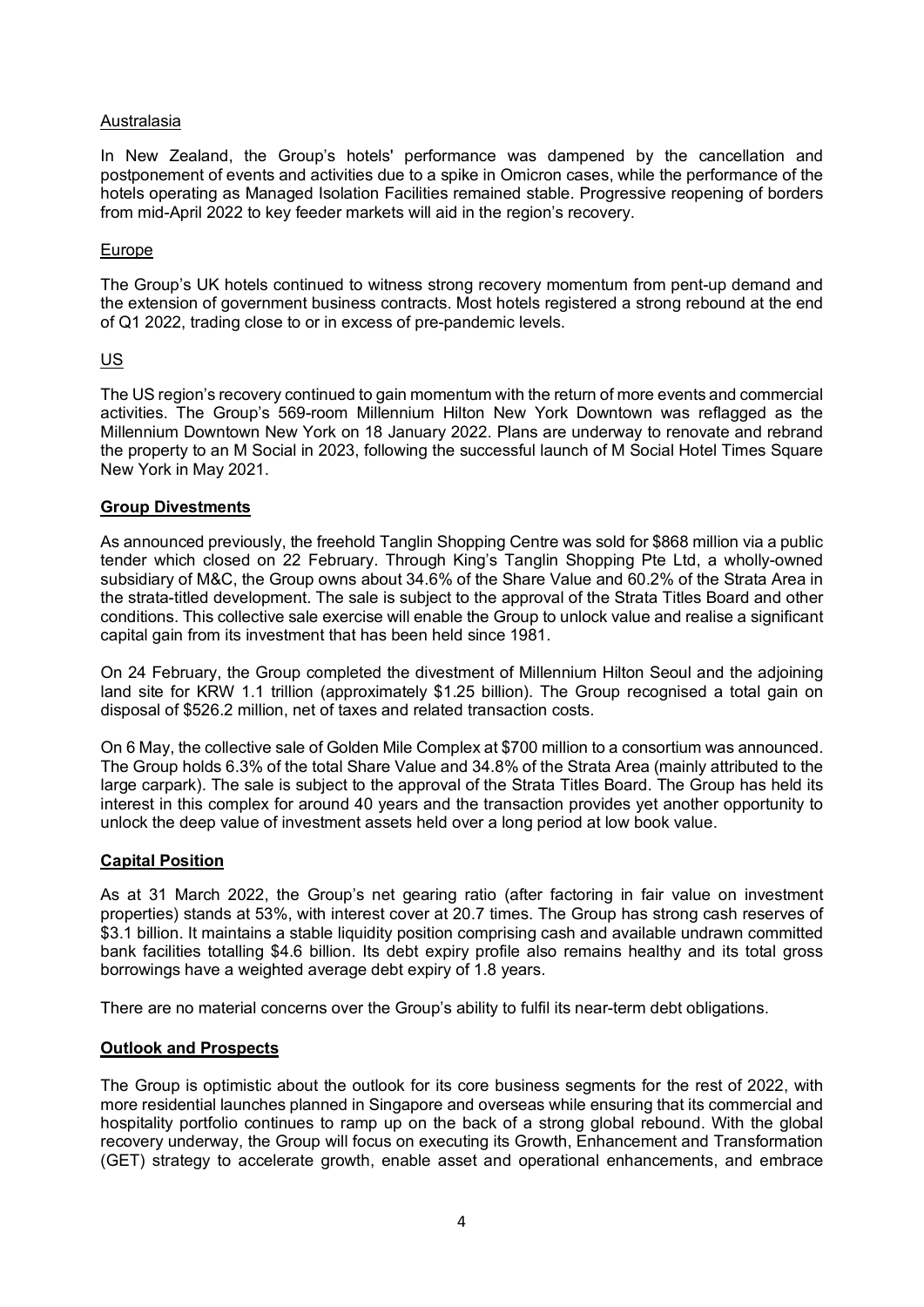Australasia

In New Zealand, the Group's hotels' performance was dampened by the cancellation and postponement of events and activities due to a spike in Omicron cases, while the performance of the hotels operating as Managed Isolation Facilities remained stable. Progressive reopening of borders from mid-April 2022 to key feeder markets will aid in the region's recovery.

Europe

The Group's UK hotels continued to witness strong recovery momentum from pent-up demand and the extension of government business contracts. Most hotels registered a strong rebound at the end of Q1 2022, trading close to or in excess of pre-pandemic levels.

US

The US region's recovery continued to gain momentum with the return of more events and commercial activities. The Group's 569-room Millennium Hilton New York Downtown was reflagged as the Millennium Downtown New York on 18 January 2022. Plans are underway to renovate and rebrand the property to an M Social in 2023, following the successful launch of M Social Hotel Times Square New York in May 2021.

**Group Divestments**

As announced previously, the freehold Tanglin Shopping Centre was sold for $868 million via a public tender which closed on 22 February. Through King's Tanglin Shopping Pte Ltd, a wholly-owned subsidiary of M&C, the Group owns about 34.6% of the Share Value and 60.2% of the Strata Area in the strata-titled development. The sale is subject to the approval of the Strata Titles Board and other conditions. This collective sale exercise will enable the Group to unlock value and realise a significant capital gain from its investment that has been held since 1981.

On 24 February, the Group completed the divestment of Millennium Hilton Seoul and the adjoining land site for KRW 1.1 trillion (approximately $1.25 billion). The Group recognised a total gain on disposal of $526.2 million, net of taxes and related transaction costs.

On 6 May, the collective sale of Golden Mile Complex at $700 million to a consortium was announced. The Group holds 6.3% of the total Share Value and 34.8% of the Strata Area (mainly attributed to the large carpark). The sale is subject to the approval of the Strata Titles Board. The Group has held its interest in this complex for around 40 years and the transaction provides yet another opportunity to unlock the deep value of investment assets held over a long period at low book value.

**Capital Position**

As at 31 March 2022, the Group's net gearing ratio (after factoring in fair value on investment properties) stands at 53%, with interest cover at 20.7 times. The Group has strong cash reserves of $3.1 billion. It maintains a stable liquidity position comprising cash and available undrawn committed bank facilities totalling $4.6 billion. Its debt expiry profile also remains healthy and its total gross borrowings have a weighted average debt expiry of 1.8 years.

There are no material concerns over the Group's ability to fulfil its near-term debt obligations.

**Outlook and Prospects**

The Group is optimistic about the outlook for its core business segments for the rest of 2022, with more residential launches planned in Singapore and overseas while ensuring that its commercial and hospitality portfolio continues to ramp up on the back of a strong global rebound. With the global recovery underway, the Group will focus on executing its Growth, Enhancement and Transformation (GET) strategy to accelerate growth, enable asset and operational enhancements, and embrace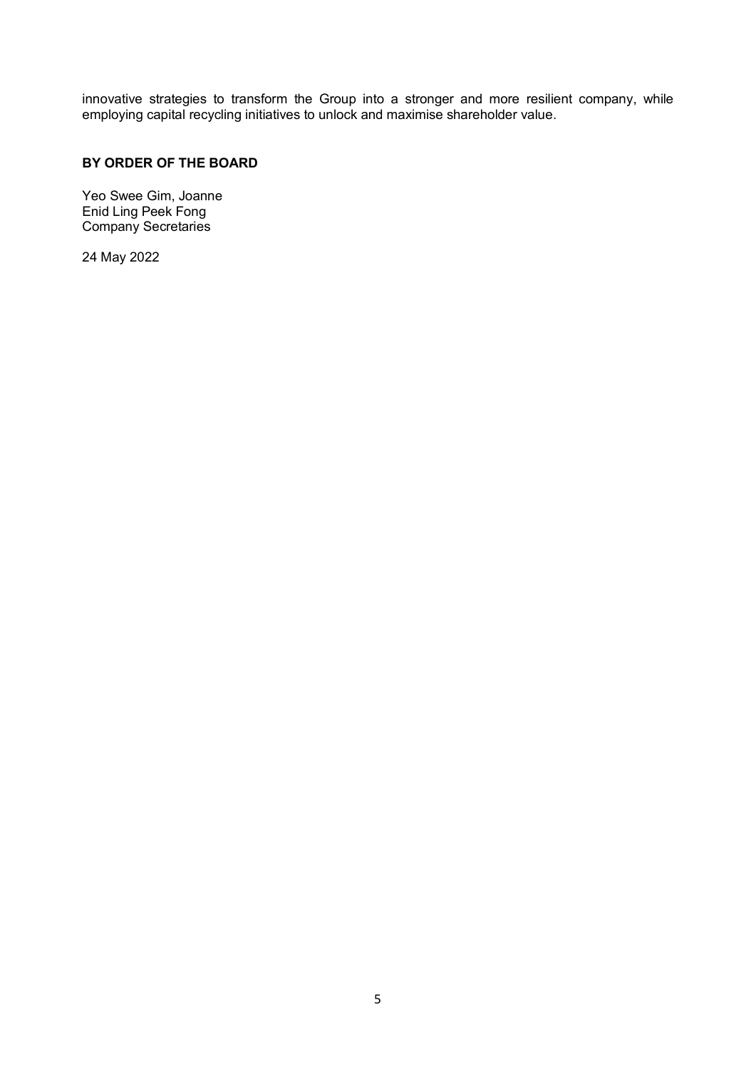innovative strategies to transform the Group into a stronger and more resilient company, while employing capital recycling initiatives to unlock and maximise shareholder value.

**BY ORDER OF THE BOARD**

Yeo Swee Gim, Joanne
Enid Ling Peek Fong
Company Secretaries

24 May 2022